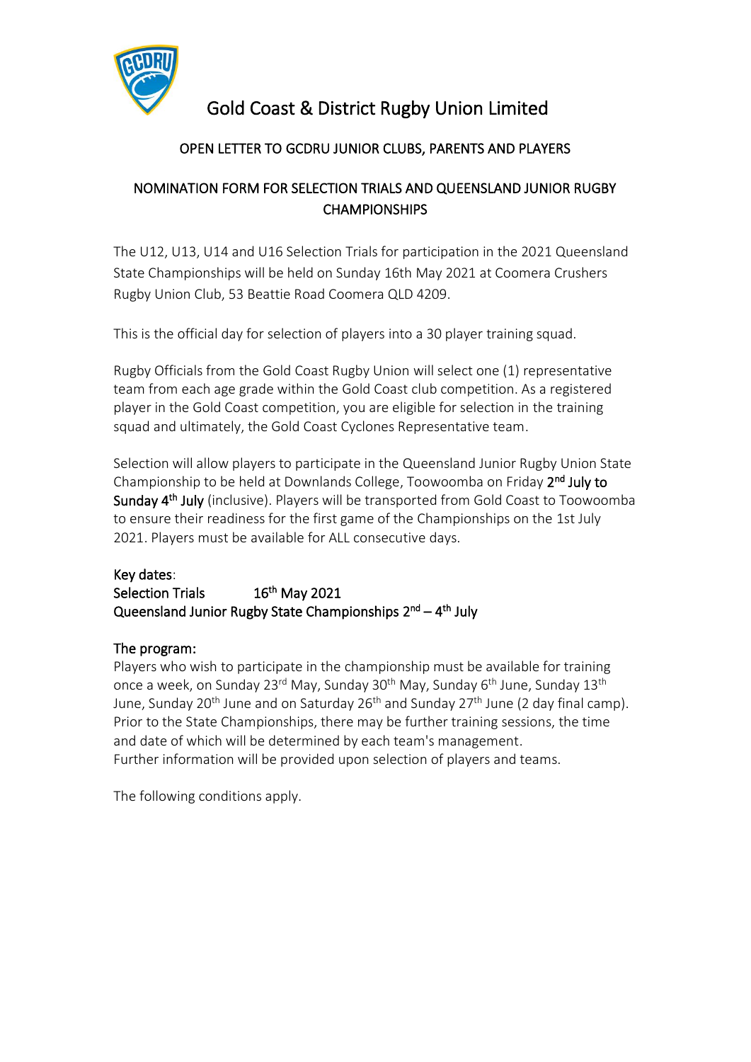# Gold Coast & District Rugby Union Limited

## OPEN LETTER TO GCDRU JUNIOR CLUBS, PARENTS AND PLAYERS

## NOMINATION FORM FOR SELECTION TRIALS AND QUEENSLAND JUNIOR RUGBY CHAMPIONSHIPS

The U12, U13, U14 and U16 Selection Trials for participation in the 2021 Queensland State Championships will be held on Sunday 16th May 2021 at Coomera Crushers Rugby Union Club, 53 Beattie Road Coomera QLD 4209.

This is the official day for selection of players into a 30 player training squad.

Rugby Officials from the Gold Coast Rugby Union will select one (1) representative team from each age grade within the Gold Coast club competition. As a registered player in the Gold Coast competition, you are eligible for selection in the training squad and ultimately, the Gold Coast Cyclones Representative team.

Selection will allow players to participate in the Queensland Junior Rugby Union State Championship to be held at Downlands College, Toowoomba on Friday **2nd July to Sunday 4th July** (inclusive). Players will be transported from Gold Coast to Toowoomba to ensure their readiness for the first game of the Championships on the 1st July 2021. Players must be available for ALL consecutive days.

**Key dates:**
**Selection Trials** 16th May 2021
**Queensland Junior Rugby State Championships** 2nd – 4th July

**The program:**
Players who wish to participate in the championship must be available for training once a week, on Sunday 23rd May, Sunday 30th May, Sunday 6th June, Sunday 13th June, Sunday 20th June and on Saturday 26th and Sunday 27th June (2 day final camp). Prior to the State Championships, there may be further training sessions, the time and date of which will be determined by each team's management.
Further information will be provided upon selection of players and teams.

The following conditions apply.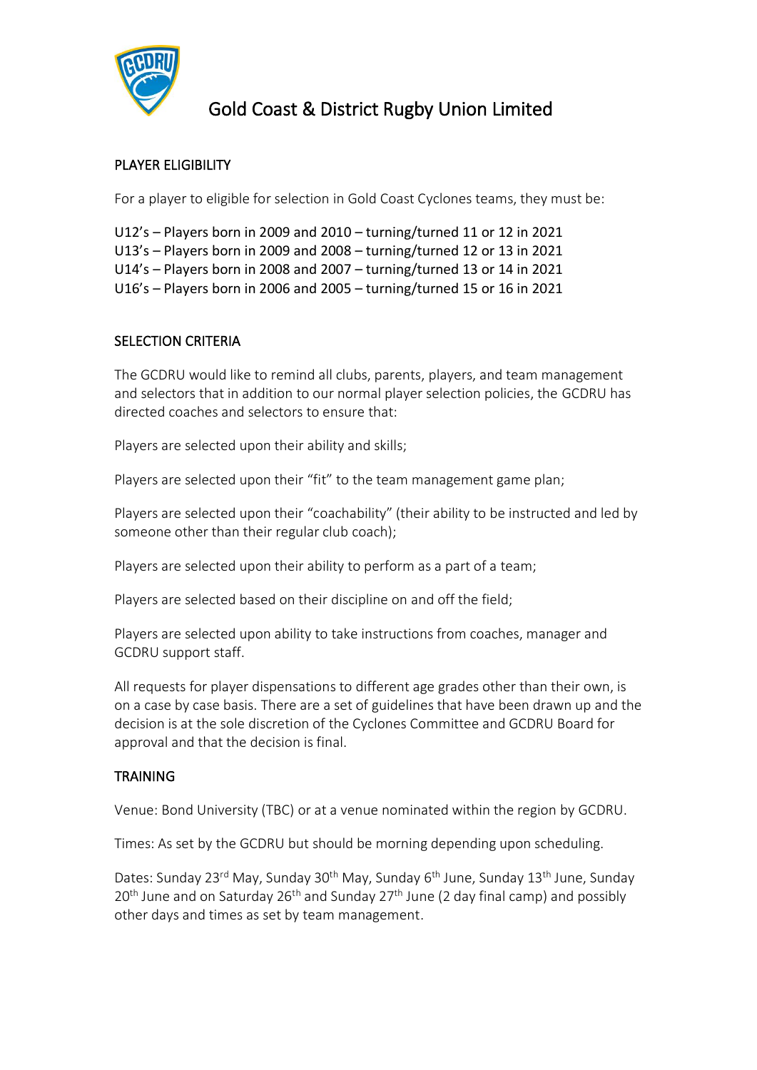# Gold Coast & District Rugby Union Limited

## PLAYER ELIGIBILITY

For a player to eligible for selection in Gold Coast Cyclones teams, they must be:

U12's – Players born in 2009 and 2010 – turning/turned 11 or 12 in 2021
U13's – Players born in 2009 and 2008 – turning/turned 12 or 13 in 2021
U14's – Players born in 2008 and 2007 – turning/turned 13 or 14 in 2021
U16's – Players born in 2006 and 2005 – turning/turned 15 or 16 in 2021

## SELECTION CRITERIA

The GCDRU would like to remind all clubs, parents, players, and team management and selectors that in addition to our normal player selection policies, the GCDRU has directed coaches and selectors to ensure that:

Players are selected upon their ability and skills;

Players are selected upon their "fit" to the team management game plan;

Players are selected upon their "coachability" (their ability to be instructed and led by someone other than their regular club coach);

Players are selected upon their ability to perform as a part of a team;

Players are selected based on their discipline on and off the field;

Players are selected upon ability to take instructions from coaches, manager and GCDRU support staff.

All requests for player dispensations to different age grades other than their own, is on a case by case basis. There are a set of guidelines that have been drawn up and the decision is at the sole discretion of the Cyclones Committee and GCDRU Board for approval and that the decision is final.

## TRAINING

Venue: Bond University (TBC) or at a venue nominated within the region by GCDRU.

Times: As set by the GCDRU but should be morning depending upon scheduling.

Dates: Sunday 23rd May, Sunday 30th May, Sunday 6th June, Sunday 13th June, Sunday 20th June and on Saturday 26th and Sunday 27th June (2 day final camp) and possibly other days and times as set by team management.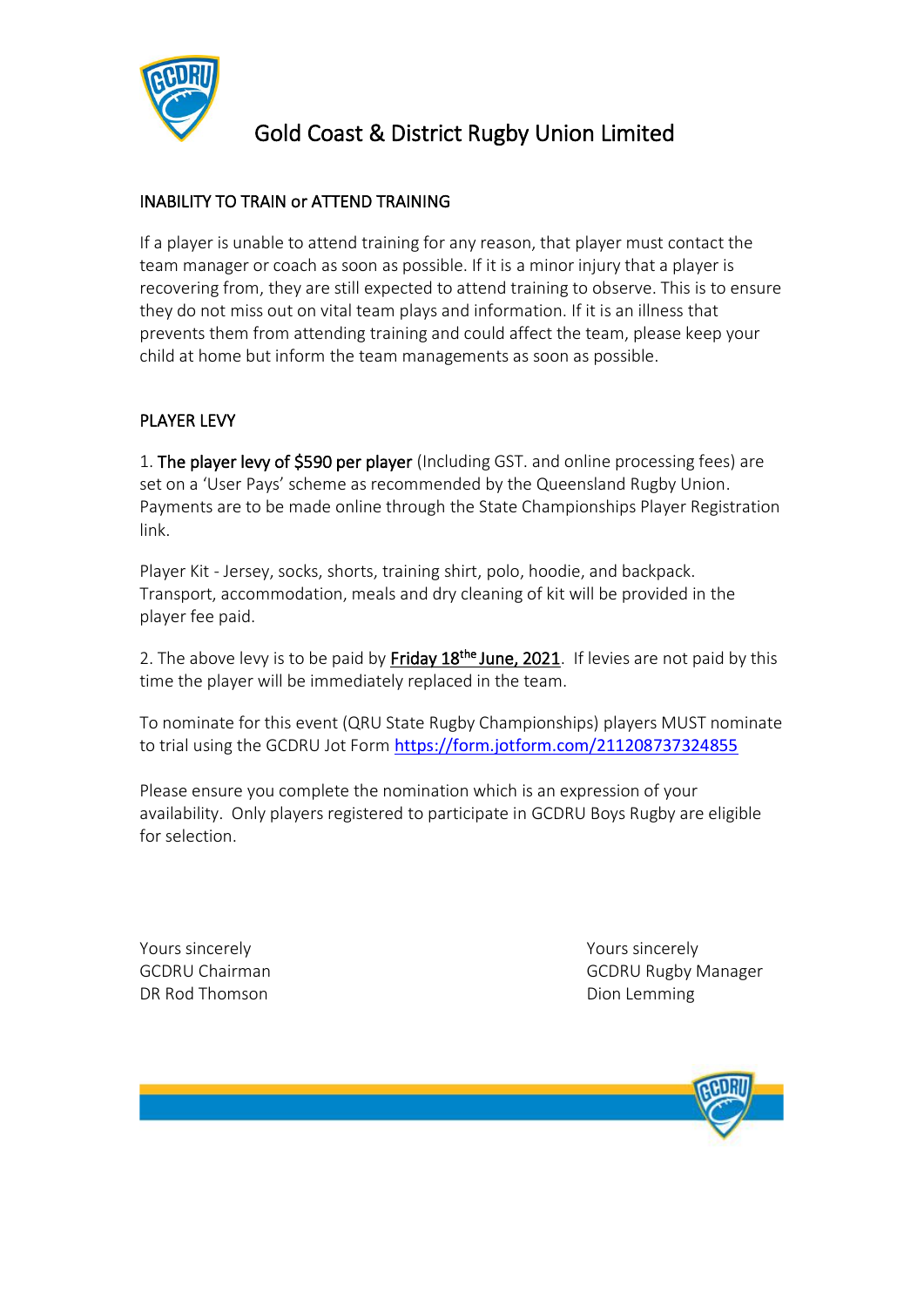# Gold Coast & District Rugby Union Limited

## INABILITY TO TRAIN or ATTEND TRAINING

If a player is unable to attend training for any reason, that player must contact the team manager or coach as soon as possible. If it is a minor injury that a player is recovering from, they are still expected to attend training to observe. This is to ensure they do not miss out on vital team plays and information. If it is an illness that prevents them from attending training and could affect the team, please keep your child at home but inform the team managements as soon as possible.

## PLAYER LEVY

1. **The player levy of $590 per player** (Including GST. and online processing fees) are set on a 'User Pays' scheme as recommended by the Queensland Rugby Union. Payments are to be made online through the State Championships Player Registration link.

Player Kit - Jersey, socks, shorts, training shirt, polo, hoodie, and backpack. Transport, accommodation, meals and dry cleaning of kit will be provided in the player fee paid.

2. The above levy is to be paid by **Friday 18the June, 2021**. If levies are not paid by this time the player will be immediately replaced in the team.

To nominate for this event (QRU State Rugby Championships) players MUST nominate to trial using the GCDRU Jot Form https://form.jotform.com/211208737324855

Please ensure you complete the nomination which is an expression of your availability. Only players registered to participate in GCDRU Boys Rugby are eligible for selection.

Yours sincerely
GCDRU Chairman
DR Rod Thomson

Yours sincerely
GCDRU Rugby Manager
Dion Lemming